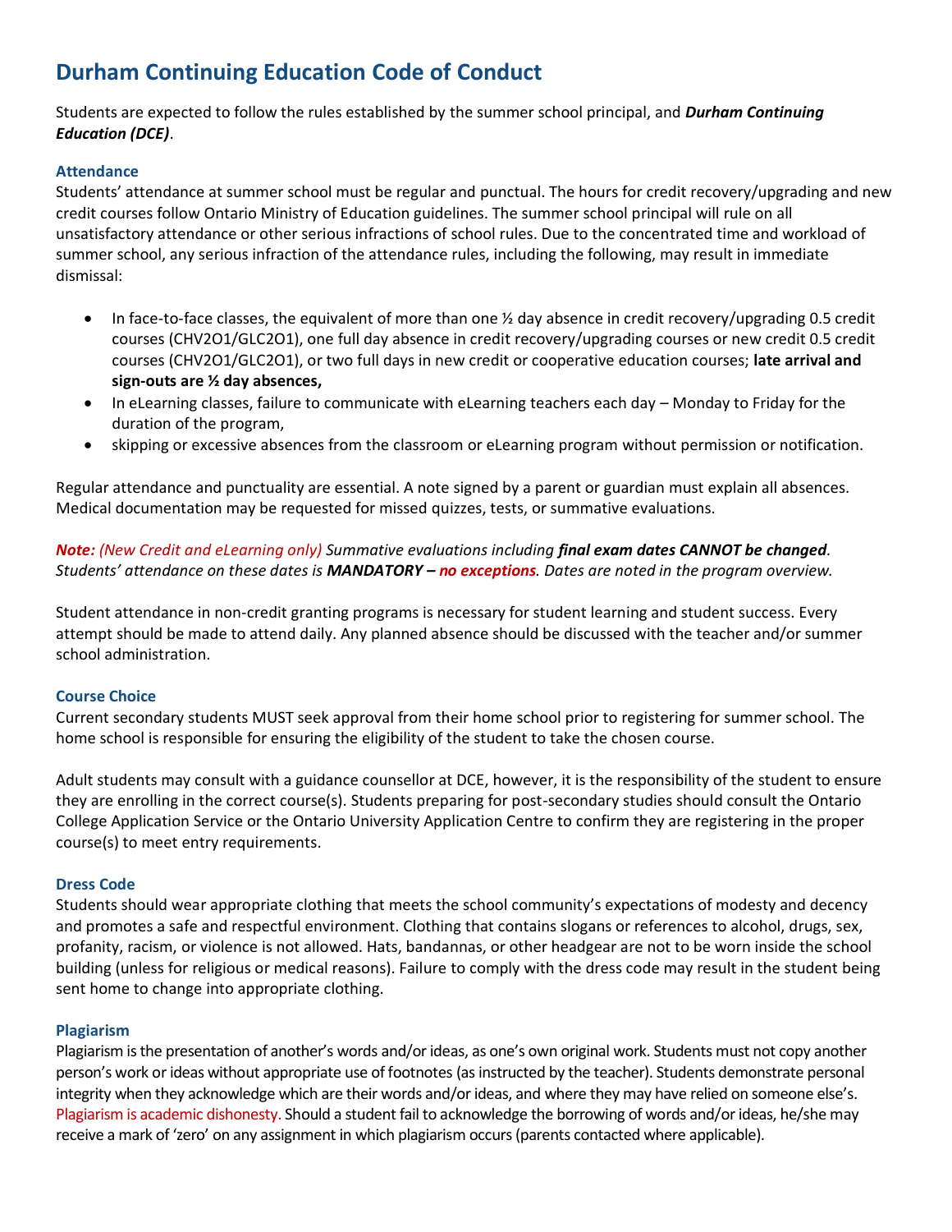# Durham Continuing Education Code of Conduct

Students are expected to follow the rules established by the summer school principal, and ***Durham Continuing Education (DCE)***.

## Attendance

Students' attendance at summer school must be regular and punctual. The hours for credit recovery/upgrading and new credit courses follow Ontario Ministry of Education guidelines. The summer school principal will rule on all unsatisfactory attendance or other serious infractions of school rules. Due to the concentrated time and workload of summer school, any serious infraction of the attendance rules, including the following, may result in immediate dismissal:

- In face-to-face classes, the equivalent of more than one ½ day absence in credit recovery/upgrading 0.5 credit courses (CHV2O1/GLC2O1), one full day absence in credit recovery/upgrading courses or new credit 0.5 credit courses (CHV2O1/GLC2O1), or two full days in new credit or cooperative education courses; **late arrival and sign-outs are ½ day absences,**
- In eLearning classes, failure to communicate with eLearning teachers each day – Monday to Friday for the duration of the program,
- skipping or excessive absences from the classroom or eLearning program without permission or notification.

Regular attendance and punctuality are essential. A note signed by a parent or guardian must explain all absences. Medical documentation may be requested for missed quizzes, tests, or summative evaluations.

***Note:** (New Credit and eLearning only) Summative evaluations including **final exam dates CANNOT be changed**. Students' attendance on these dates is **MANDATORY – no exceptions**. Dates are noted in the program overview.*

Student attendance in non-credit granting programs is necessary for student learning and student success. Every attempt should be made to attend daily. Any planned absence should be discussed with the teacher and/or summer school administration.

## Course Choice

Current secondary students MUST seek approval from their home school prior to registering for summer school. The home school is responsible for ensuring the eligibility of the student to take the chosen course.

Adult students may consult with a guidance counsellor at DCE, however, it is the responsibility of the student to ensure they are enrolling in the correct course(s). Students preparing for post-secondary studies should consult the Ontario College Application Service or the Ontario University Application Centre to confirm they are registering in the proper course(s) to meet entry requirements.

## Dress Code

Students should wear appropriate clothing that meets the school community's expectations of modesty and decency and promotes a safe and respectful environment. Clothing that contains slogans or references to alcohol, drugs, sex, profanity, racism, or violence is not allowed. Hats, bandannas, or other headgear are not to be worn inside the school building (unless for religious or medical reasons). Failure to comply with the dress code may result in the student being sent home to change into appropriate clothing.

## Plagiarism

Plagiarism is the presentation of another's words and/or ideas, as one's own original work. Students must not copy another person's work or ideas without appropriate use of footnotes (as instructed by the teacher). Students demonstrate personal integrity when they acknowledge which are their words and/or ideas, and where they may have relied on someone else's. Plagiarism is academic dishonesty. Should a student fail to acknowledge the borrowing of words and/or ideas, he/she may receive a mark of 'zero' on any assignment in which plagiarism occurs (parents contacted where applicable).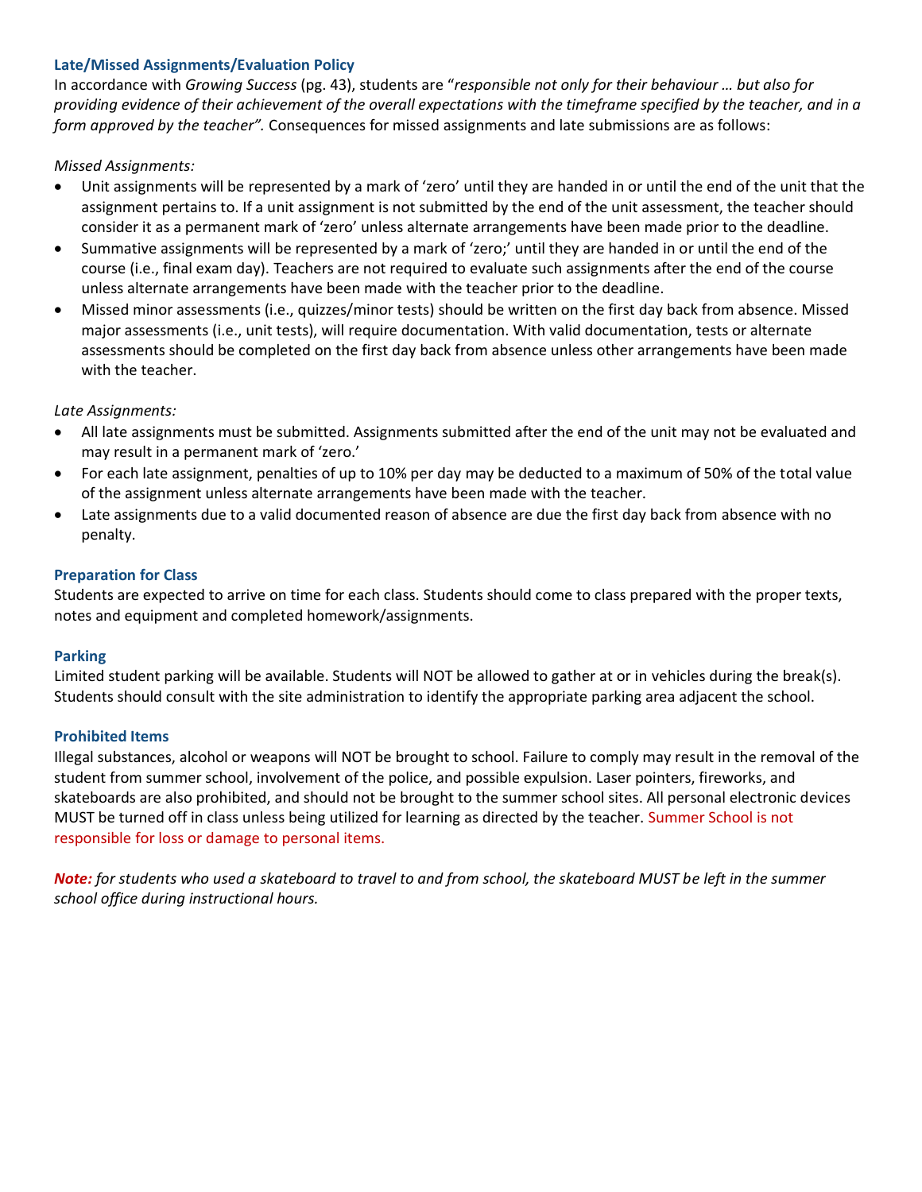### Late/Missed Assignments/Evaluation Policy

In accordance with *Growing Success* (pg. 43), students are "*responsible not only for their behaviour … but also for providing evidence of their achievement of the overall expectations with the timeframe specified by the teacher, and in a form approved by the teacher".* Consequences for missed assignments and late submissions are as follows:

*Missed Assignments:*

- Unit assignments will be represented by a mark of 'zero' until they are handed in or until the end of the unit that the assignment pertains to. If a unit assignment is not submitted by the end of the unit assessment, the teacher should consider it as a permanent mark of 'zero' unless alternate arrangements have been made prior to the deadline.
- Summative assignments will be represented by a mark of 'zero;' until they are handed in or until the end of the course (i.e., final exam day). Teachers are not required to evaluate such assignments after the end of the course unless alternate arrangements have been made with the teacher prior to the deadline.
- Missed minor assessments (i.e., quizzes/minor tests) should be written on the first day back from absence. Missed major assessments (i.e., unit tests), will require documentation. With valid documentation, tests or alternate assessments should be completed on the first day back from absence unless other arrangements have been made with the teacher.

*Late Assignments:*

- All late assignments must be submitted. Assignments submitted after the end of the unit may not be evaluated and may result in a permanent mark of 'zero.'
- For each late assignment, penalties of up to 10% per day may be deducted to a maximum of 50% of the total value of the assignment unless alternate arrangements have been made with the teacher.
- Late assignments due to a valid documented reason of absence are due the first day back from absence with no penalty.

### Preparation for Class

Students are expected to arrive on time for each class. Students should come to class prepared with the proper texts, notes and equipment and completed homework/assignments.

### Parking

Limited student parking will be available. Students will NOT be allowed to gather at or in vehicles during the break(s). Students should consult with the site administration to identify the appropriate parking area adjacent the school.

### Prohibited Items

Illegal substances, alcohol or weapons will NOT be brought to school. Failure to comply may result in the removal of the student from summer school, involvement of the police, and possible expulsion. Laser pointers, fireworks, and skateboards are also prohibited, and should not be brought to the summer school sites. All personal electronic devices MUST be turned off in class unless being utilized for learning as directed by the teacher. Summer School is not responsible for loss or damage to personal items.

***Note:*** *for students who used a skateboard to travel to and from school, the skateboard MUST be left in the summer school office during instructional hours.*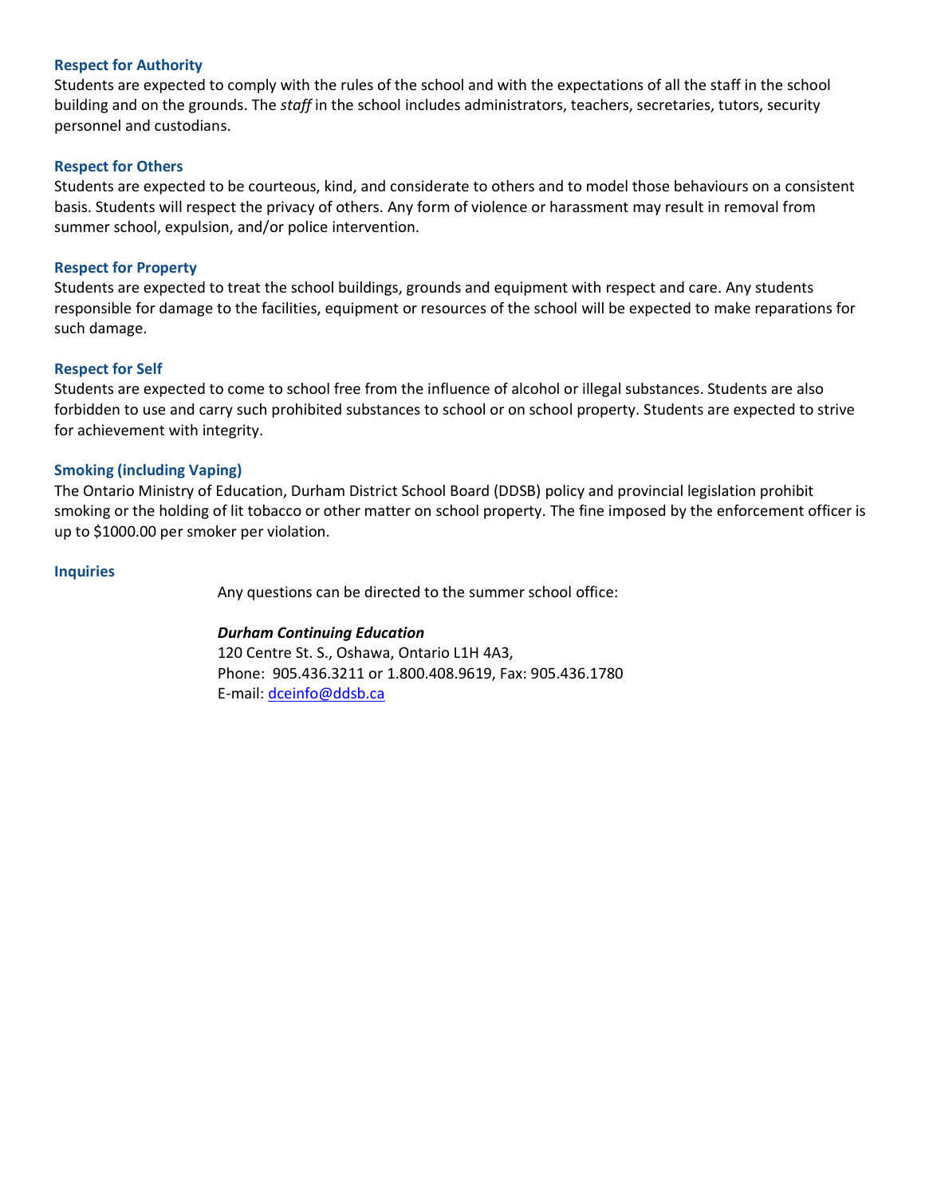### Respect for Authority

Students are expected to comply with the rules of the school and with the expectations of all the staff in the school building and on the grounds. The *staff* in the school includes administrators, teachers, secretaries, tutors, security personnel and custodians.

### Respect for Others

Students are expected to be courteous, kind, and considerate to others and to model those behaviours on a consistent basis. Students will respect the privacy of others. Any form of violence or harassment may result in removal from summer school, expulsion, and/or police intervention.

### Respect for Property

Students are expected to treat the school buildings, grounds and equipment with respect and care. Any students responsible for damage to the facilities, equipment or resources of the school will be expected to make reparations for such damage.

### Respect for Self

Students are expected to come to school free from the influence of alcohol or illegal substances. Students are also forbidden to use and carry such prohibited substances to school or on school property. Students are expected to strive for achievement with integrity.

### Smoking (including Vaping)

The Ontario Ministry of Education, Durham District School Board (DDSB) policy and provincial legislation prohibit smoking or the holding of lit tobacco or other matter on school property. The fine imposed by the enforcement officer is up to $1000.00 per smoker per violation.

### Inquiries

Any questions can be directed to the summer school office:

***Durham Continuing Education***
120 Centre St. S., Oshawa, Ontario L1H 4A3,
Phone: 905.436.3211 or 1.800.408.9619, Fax: 905.436.1780
E-mail: dceinfo@ddsb.ca